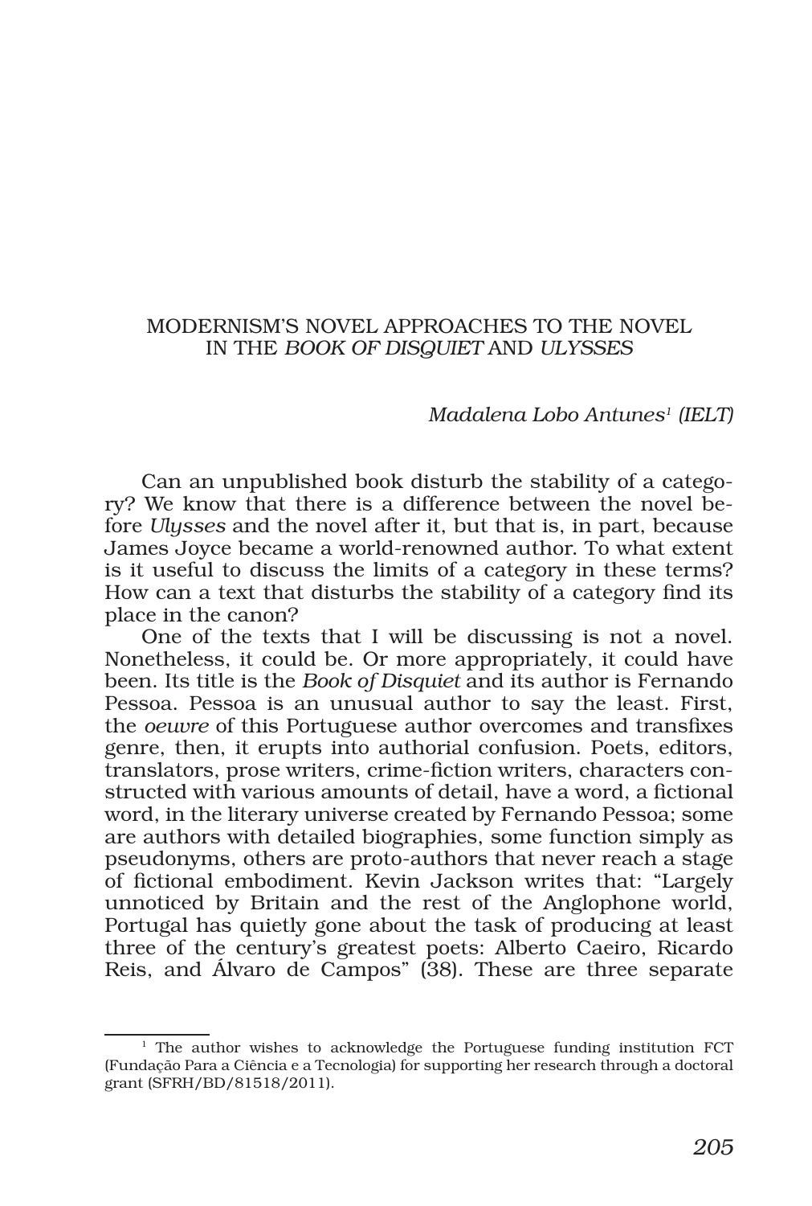# MODERNISM'S NOVEL APPROACHES TO THE NOVEL IN THE *BOOK OF DISQUIET* AND *ULYSSES*

*Madalena Lobo Antunes*[1] *(IELT)*

Can an unpublished book disturb the stability of a category? We know that there is a difference between the novel before *Ulysses* and the novel after it, but that is, in part, because James Joyce became a world-renowned author. To what extent is it useful to discuss the limits of a category in these terms? How can a text that disturbs the stability of a category find its place in the canon?

One of the texts that I will be discussing is not a novel. Nonetheless, it could be. Or more appropriately, it could have been. Its title is the *Book of Disquiet* and its author is Fernando Pessoa. Pessoa is an unusual author to say the least. First, the *oeuvre* of this Portuguese author overcomes and transfixes genre, then, it erupts into authorial confusion. Poets, editors, translators, prose writers, crime-fiction writers, characters constructed with various amounts of detail, have a word, a fictional word, in the literary universe created by Fernando Pessoa; some are authors with detailed biographies, some function simply as pseudonyms, others are proto-authors that never reach a stage of fictional embodiment. Kevin Jackson writes that: "Largely unnoticed by Britain and the rest of the Anglophone world, Portugal has quietly gone about the task of producing at least three of the century's greatest poets: Alberto Caeiro, Ricardo Reis, and Álvaro de Campos" (38). These are three separate

---

[1] The author wishes to acknowledge the Portuguese funding institution FCT (Fundação Para a Ciência e a Tecnologia) for supporting her research through a doctoral grant (SFRH/BD/81518/2011).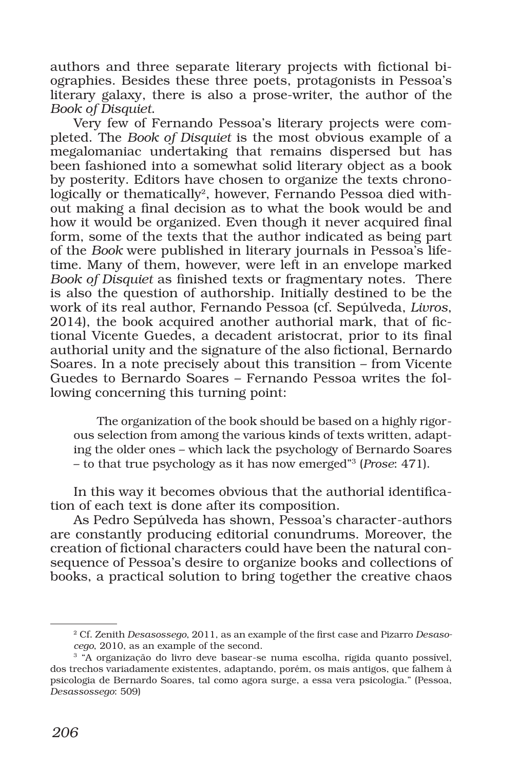authors and three separate literary projects with fictional biographies. Besides these three poets, protagonists in Pessoa's literary galaxy, there is also a prose-writer, the author of the *Book of Disquiet*.

Very few of Fernando Pessoa's literary projects were completed. The *Book of Disquiet* is the most obvious example of a megalomaniac undertaking that remains dispersed but has been fashioned into a somewhat solid literary object as a book by posterity. Editors have chosen to organize the texts chronologically or thematically[2], however, Fernando Pessoa died without making a final decision as to what the book would be and how it would be organized. Even though it never acquired final form, some of the texts that the author indicated as being part of the *Book* were published in literary journals in Pessoa's lifetime. Many of them, however, were left in an envelope marked *Book of Disquiet* as finished texts or fragmentary notes. There is also the question of authorship. Initially destined to be the work of its real author, Fernando Pessoa (cf. Sepúlveda, *Livros*, 2014), the book acquired another authorial mark, that of fictional Vicente Guedes, a decadent aristocrat, prior to its final authorial unity and the signature of the also fictional, Bernardo Soares. In a note precisely about this transition – from Vicente Guedes to Bernardo Soares – Fernando Pessoa writes the following concerning this turning point:

> The organization of the book should be based on a highly rigorous selection from among the various kinds of texts written, adapting the older ones – which lack the psychology of Bernardo Soares – to that true psychology as it has now emerged"[3] (*Prose*: 471).

In this way it becomes obvious that the authorial identification of each text is done after its composition.

As Pedro Sepúlveda has shown, Pessoa's character-authors are constantly producing editorial conundrums. Moreover, the creation of fictional characters could have been the natural consequence of Pessoa's desire to organize books and collections of books, a practical solution to bring together the creative chaos

---

[2] Cf. Zenith *Desasossego*, 2011, as an example of the first case and Pizarro *Desasocego*, 2010, as an example of the second.

[3] "A organização do livro deve basear-se numa escolha, rígida quanto possível, dos trechos variadamente existentes, adaptando, porém, os mais antigos, que falhem à psicologia de Bernardo Soares, tal como agora surge, a essa vera psicologia." (Pessoa, *Desassossego*: 509)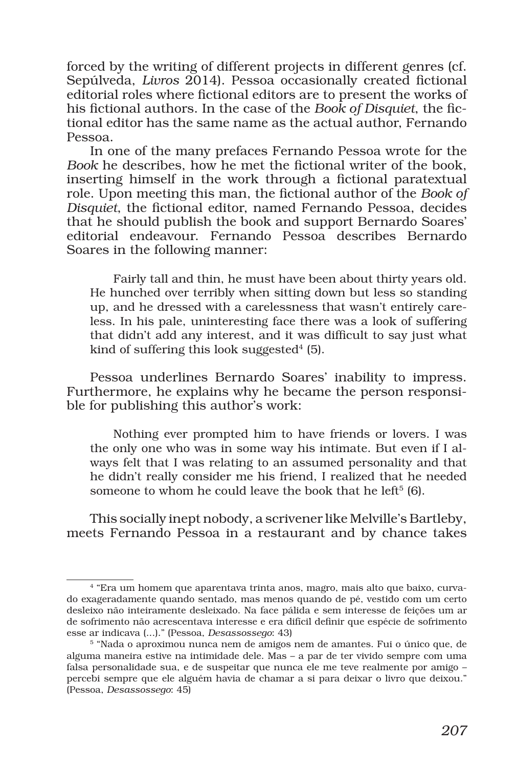forced by the writing of different projects in different genres (cf. Sepúlveda, *Livros* 2014). Pessoa occasionally created fictional editorial roles where fictional editors are to present the works of his fictional authors. In the case of the *Book of Disquiet*, the fictional editor has the same name as the actual author, Fernando Pessoa.

In one of the many prefaces Fernando Pessoa wrote for the *Book* he describes, how he met the fictional writer of the book, inserting himself in the work through a fictional paratextual role. Upon meeting this man, the fictional author of the *Book of Disquiet*, the fictional editor, named Fernando Pessoa, decides that he should publish the book and support Bernardo Soares' editorial endeavour. Fernando Pessoa describes Bernardo Soares in the following manner:

> Fairly tall and thin, he must have been about thirty years old. He hunched over terribly when sitting down but less so standing up, and he dressed with a carelessness that wasn't entirely careless. In his pale, uninteresting face there was a look of suffering that didn't add any interest, and it was difficult to say just what kind of suffering this look suggested[4] (5).

Pessoa underlines Bernardo Soares' inability to impress. Furthermore, he explains why he became the person responsible for publishing this author's work:

> Nothing ever prompted him to have friends or lovers. I was the only one who was in some way his intimate. But even if I always felt that I was relating to an assumed personality and that he didn't really consider me his friend, I realized that he needed someone to whom he could leave the book that he left[5] (6).

This socially inept nobody, a scrivener like Melville's Bartleby, meets Fernando Pessoa in a restaurant and by chance takes

---

[4] "Era um homem que aparentava trinta anos, magro, mais alto que baixo, curvado exageradamente quando sentado, mas menos quando de pé, vestido com um certo desleixo não inteiramente desleixado. Na face pálida e sem interesse de feições um ar de sofrimento não acrescentava interesse e era difícil definir que espécie de sofrimento esse ar indicava (...)." (Pessoa, *Desassossego*: 43)

[5] "Nada o aproximou nunca nem de amigos nem de amantes. Fui o único que, de alguma maneira estive na intimidade dele. Mas – a par de ter vivido sempre com uma falsa personalidade sua, e de suspeitar que nunca ele me teve realmente por amigo – percebi sempre que ele alguém havia de chamar a si para deixar o livro que deixou." (Pessoa, *Desassossego*: 45)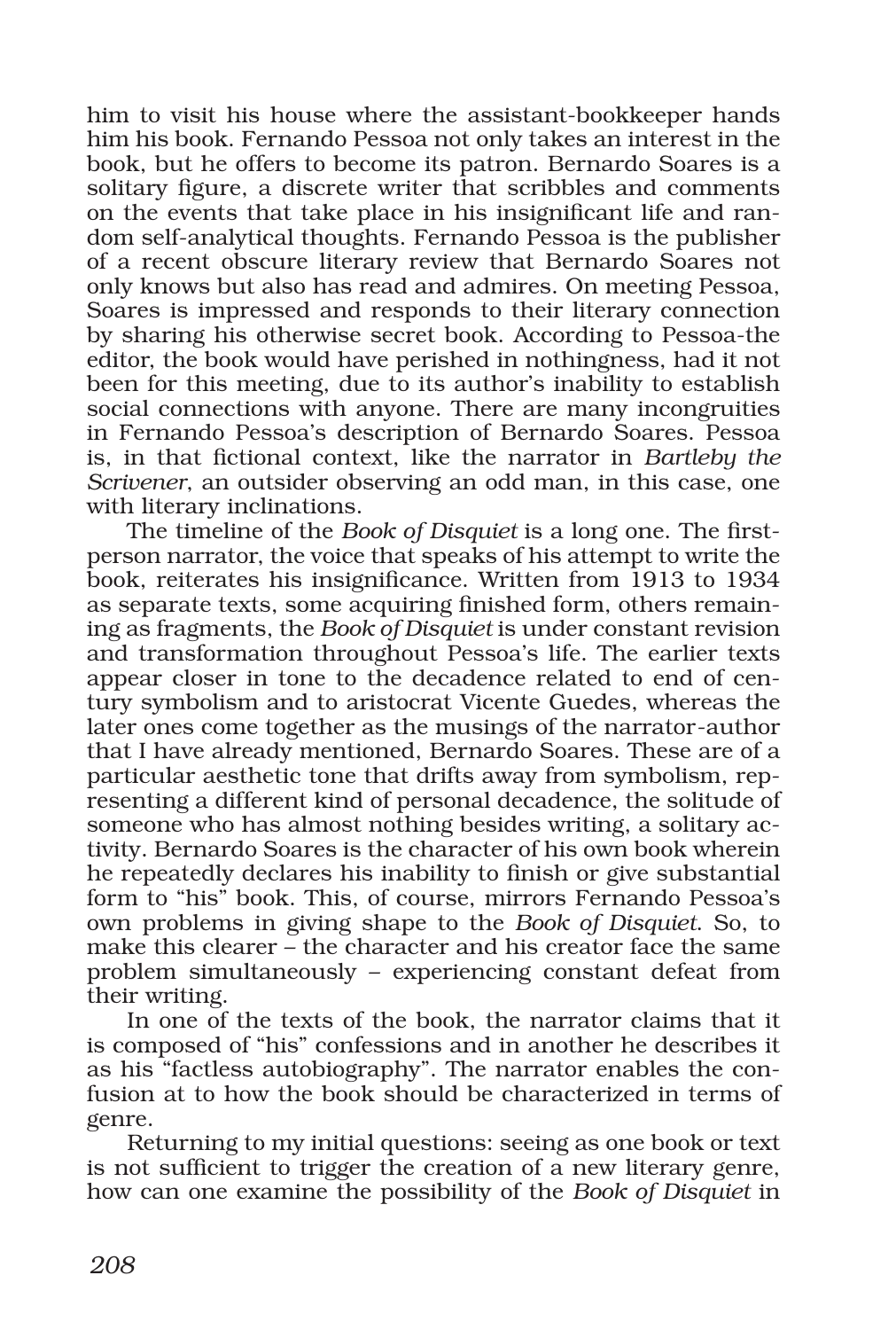him to visit his house where the assistant-bookkeeper hands him his book. Fernando Pessoa not only takes an interest in the book, but he offers to become its patron. Bernardo Soares is a solitary figure, a discrete writer that scribbles and comments on the events that take place in his insignificant life and random self-analytical thoughts. Fernando Pessoa is the publisher of a recent obscure literary review that Bernardo Soares not only knows but also has read and admires. On meeting Pessoa, Soares is impressed and responds to their literary connection by sharing his otherwise secret book. According to Pessoa-the editor, the book would have perished in nothingness, had it not been for this meeting, due to its author's inability to establish social connections with anyone. There are many incongruities in Fernando Pessoa's description of Bernardo Soares. Pessoa is, in that fictional context, like the narrator in *Bartleby the Scrivener*, an outsider observing an odd man, in this case, one with literary inclinations.

The timeline of the *Book of Disquiet* is a long one. The first-person narrator, the voice that speaks of his attempt to write the book, reiterates his insignificance. Written from 1913 to 1934 as separate texts, some acquiring finished form, others remaining as fragments, the *Book of Disquiet* is under constant revision and transformation throughout Pessoa's life. The earlier texts appear closer in tone to the decadence related to end of century symbolism and to aristocrat Vicente Guedes, whereas the later ones come together as the musings of the narrator-author that I have already mentioned, Bernardo Soares. These are of a particular aesthetic tone that drifts away from symbolism, representing a different kind of personal decadence, the solitude of someone who has almost nothing besides writing, a solitary activity. Bernardo Soares is the character of his own book wherein he repeatedly declares his inability to finish or give substantial form to "his" book. This, of course, mirrors Fernando Pessoa's own problems in giving shape to the *Book of Disquiet*. So, to make this clearer – the character and his creator face the same problem simultaneously – experiencing constant defeat from their writing.

In one of the texts of the book, the narrator claims that it is composed of "his" confessions and in another he describes it as his "factless autobiography". The narrator enables the confusion at to how the book should be characterized in terms of genre.

Returning to my initial questions: seeing as one book or text is not sufficient to trigger the creation of a new literary genre, how can one examine the possibility of the *Book of Disquiet* in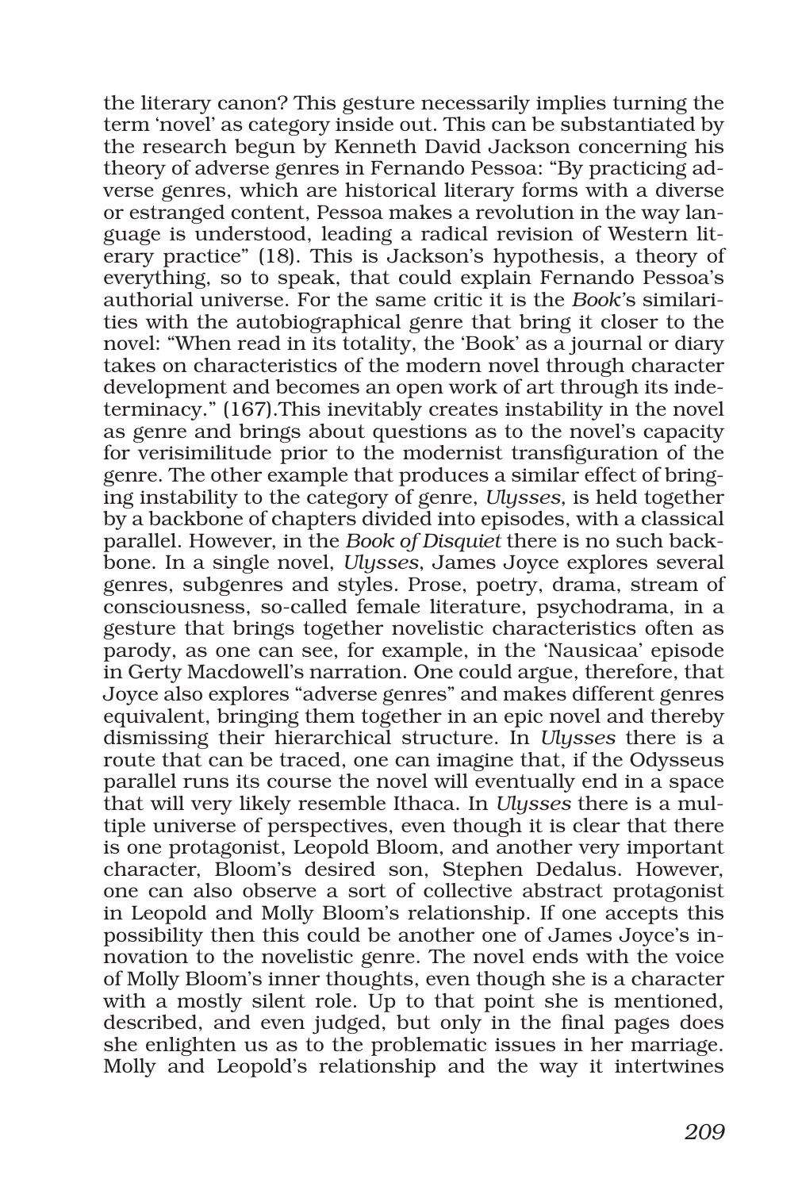the literary canon? This gesture necessarily implies turning the term 'novel' as category inside out. This can be substantiated by the research begun by Kenneth David Jackson concerning his theory of adverse genres in Fernando Pessoa: "By practicing adverse genres, which are historical literary forms with a diverse or estranged content, Pessoa makes a revolution in the way language is understood, leading a radical revision of Western literary practice" (18). This is Jackson's hypothesis, a theory of everything, so to speak, that could explain Fernando Pessoa's authorial universe. For the same critic it is the *Book*'s similarities with the autobiographical genre that bring it closer to the novel: "When read in its totality, the 'Book' as a journal or diary takes on characteristics of the modern novel through character development and becomes an open work of art through its indeterminacy." (167).This inevitably creates instability in the novel as genre and brings about questions as to the novel's capacity for verisimilitude prior to the modernist transfiguration of the genre. The other example that produces a similar effect of bringing instability to the category of genre, *Ulysses*, is held together by a backbone of chapters divided into episodes, with a classical parallel. However, in the *Book of Disquiet* there is no such backbone. In a single novel, *Ulysses*, James Joyce explores several genres, subgenres and styles. Prose, poetry, drama, stream of consciousness, so-called female literature, psychodrama, in a gesture that brings together novelistic characteristics often as parody, as one can see, for example, in the 'Nausicaa' episode in Gerty Macdowell's narration. One could argue, therefore, that Joyce also explores "adverse genres" and makes different genres equivalent, bringing them together in an epic novel and thereby dismissing their hierarchical structure. In *Ulysses* there is a route that can be traced, one can imagine that, if the Odysseus parallel runs its course the novel will eventually end in a space that will very likely resemble Ithaca. In *Ulysses* there is a multiple universe of perspectives, even though it is clear that there is one protagonist, Leopold Bloom, and another very important character, Bloom's desired son, Stephen Dedalus. However, one can also observe a sort of collective abstract protagonist in Leopold and Molly Bloom's relationship. If one accepts this possibility then this could be another one of James Joyce's innovation to the novelistic genre. The novel ends with the voice of Molly Bloom's inner thoughts, even though she is a character with a mostly silent role. Up to that point she is mentioned, described, and even judged, but only in the final pages does she enlighten us as to the problematic issues in her marriage. Molly and Leopold's relationship and the way it intertwines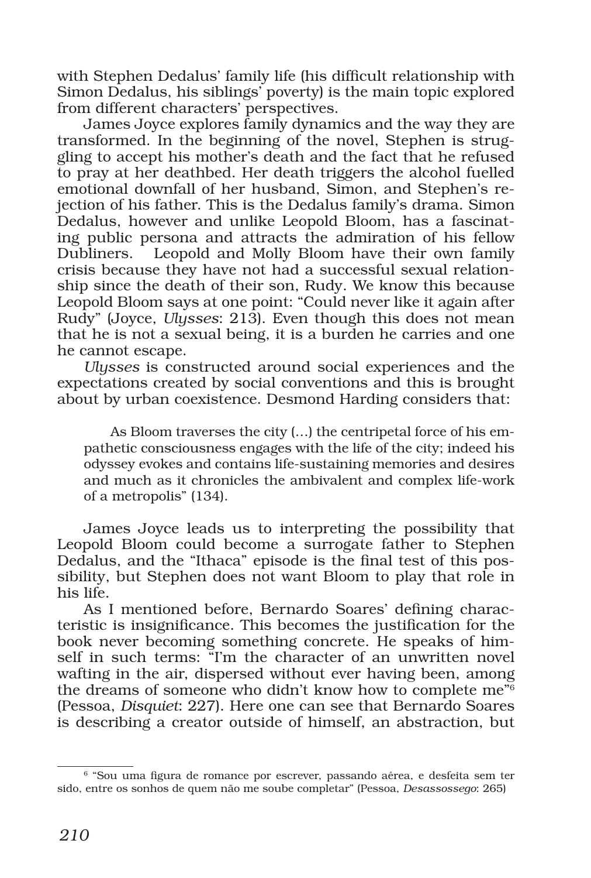with Stephen Dedalus' family life (his difficult relationship with Simon Dedalus, his siblings' poverty) is the main topic explored from different characters' perspectives.

James Joyce explores family dynamics and the way they are transformed. In the beginning of the novel, Stephen is struggling to accept his mother's death and the fact that he refused to pray at her deathbed. Her death triggers the alcohol fuelled emotional downfall of her husband, Simon, and Stephen's rejection of his father. This is the Dedalus family's drama. Simon Dedalus, however and unlike Leopold Bloom, has a fascinating public persona and attracts the admiration of his fellow Dubliners. Leopold and Molly Bloom have their own family crisis because they have not had a successful sexual relationship since the death of their son, Rudy. We know this because Leopold Bloom says at one point: "Could never like it again after Rudy" (Joyce, *Ulysses*: 213). Even though this does not mean that he is not a sexual being, it is a burden he carries and one he cannot escape.

*Ulysses* is constructed around social experiences and the expectations created by social conventions and this is brought about by urban coexistence. Desmond Harding considers that:

> As Bloom traverses the city (…) the centripetal force of his empathetic consciousness engages with the life of the city; indeed his odyssey evokes and contains life-sustaining memories and desires and much as it chronicles the ambivalent and complex life-work of a metropolis" (134).

James Joyce leads us to interpreting the possibility that Leopold Bloom could become a surrogate father to Stephen Dedalus, and the "Ithaca" episode is the final test of this possibility, but Stephen does not want Bloom to play that role in his life.

As I mentioned before, Bernardo Soares' defining characteristic is insignificance. This becomes the justification for the book never becoming something concrete. He speaks of himself in such terms: "I'm the character of an unwritten novel wafting in the air, dispersed without ever having been, among the dreams of someone who didn't know how to complete me"[6] (Pessoa, *Disquiet*: 227). Here one can see that Bernardo Soares is describing a creator outside of himself, an abstraction, but

---

[6] "Sou uma figura de romance por escrever, passando aérea, e desfeita sem ter sido, entre os sonhos de quem não me soube completar" (Pessoa, *Desassossego*: 265)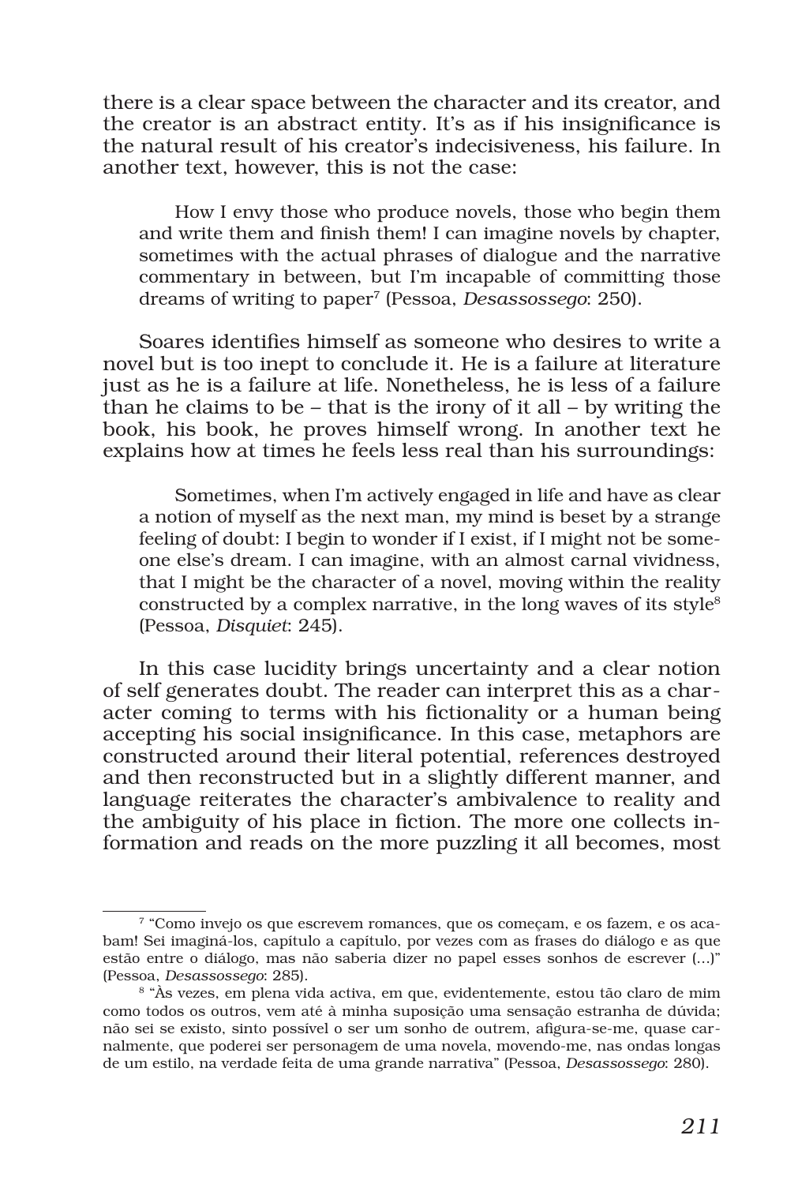there is a clear space between the character and its creator, and the creator is an abstract entity. It's as if his insignificance is the natural result of his creator's indecisiveness, his failure. In another text, however, this is not the case:

> How I envy those who produce novels, those who begin them and write them and finish them! I can imagine novels by chapter, sometimes with the actual phrases of dialogue and the narrative commentary in between, but I'm incapable of committing those dreams of writing to paper[7] (Pessoa, *Desassossego*: 250).

Soares identifies himself as someone who desires to write a novel but is too inept to conclude it. He is a failure at literature just as he is a failure at life. Nonetheless, he is less of a failure than he claims to be – that is the irony of it all – by writing the book, his book, he proves himself wrong. In another text he explains how at times he feels less real than his surroundings:

> Sometimes, when I'm actively engaged in life and have as clear a notion of myself as the next man, my mind is beset by a strange feeling of doubt: I begin to wonder if I exist, if I might not be someone else's dream. I can imagine, with an almost carnal vividness, that I might be the character of a novel, moving within the reality constructed by a complex narrative, in the long waves of its style[8] (Pessoa, *Disquiet*: 245).

In this case lucidity brings uncertainty and a clear notion of self generates doubt. The reader can interpret this as a character coming to terms with his fictionality or a human being accepting his social insignificance. In this case, metaphors are constructed around their literal potential, references destroyed and then reconstructed but in a slightly different manner, and language reiterates the character's ambivalence to reality and the ambiguity of his place in fiction. The more one collects information and reads on the more puzzling it all becomes, most

---

[7] "Como invejo os que escrevem romances, que os começam, e os fazem, e os acabam! Sei imaginá-los, capítulo a capítulo, por vezes com as frases do diálogo e as que estão entre o diálogo, mas não saberia dizer no papel esses sonhos de escrever (...)" (Pessoa, *Desassossego*: 285).

[8] "Às vezes, em plena vida activa, em que, evidentemente, estou tão claro de mim como todos os outros, vem até à minha suposição uma sensação estranha de dúvida; não sei se existo, sinto possível o ser um sonho de outrem, afigura-se-me, quase carnalmente, que poderei ser personagem de uma novela, movendo-me, nas ondas longas de um estilo, na verdade feita de uma grande narrativa" (Pessoa, *Desassossego*: 280).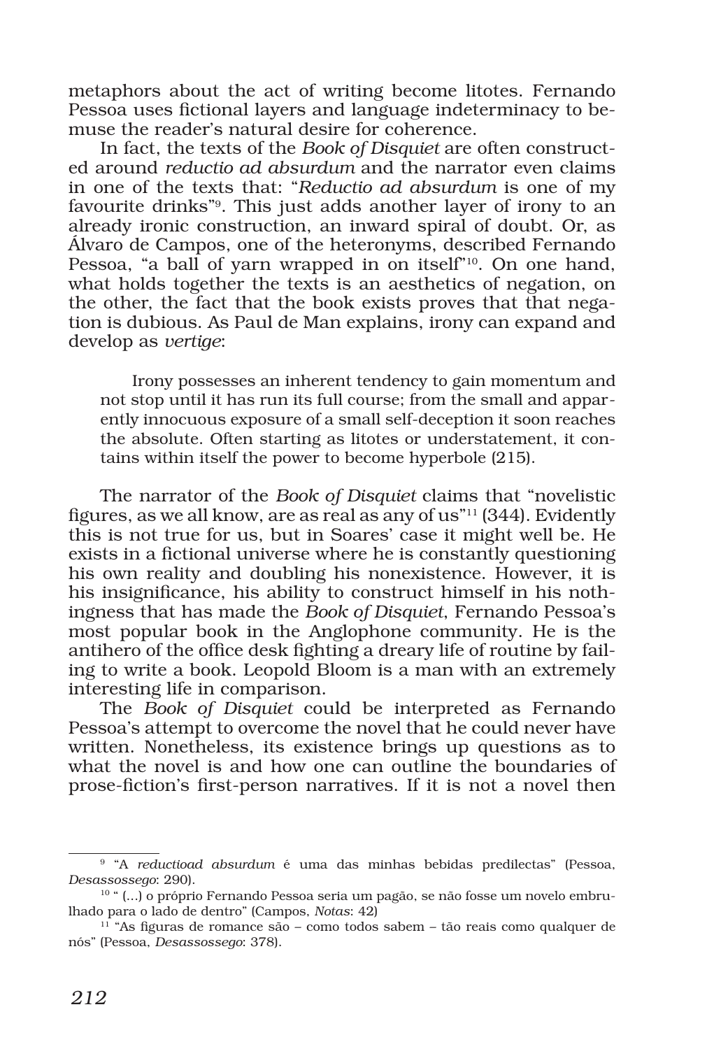metaphors about the act of writing become litotes. Fernando Pessoa uses fictional layers and language indeterminacy to bemuse the reader's natural desire for coherence.

In fact, the texts of the *Book of Disquiet* are often constructed around *reductio ad absurdum* and the narrator even claims in one of the texts that: "*Reductio ad absurdum* is one of my favourite drinks"[9]. This just adds another layer of irony to an already ironic construction, an inward spiral of doubt. Or, as Álvaro de Campos, one of the heteronyms, described Fernando Pessoa, "a ball of yarn wrapped in on itself"[10]. On one hand, what holds together the texts is an aesthetics of negation, on the other, the fact that the book exists proves that that negation is dubious. As Paul de Man explains, irony can expand and develop as *vertige*:

> Irony possesses an inherent tendency to gain momentum and not stop until it has run its full course; from the small and apparently innocuous exposure of a small self-deception it soon reaches the absolute. Often starting as litotes or understatement, it contains within itself the power to become hyperbole (215).

The narrator of the *Book of Disquiet* claims that "novelistic figures, as we all know, are as real as any of us"[11] (344). Evidently this is not true for us, but in Soares' case it might well be. He exists in a fictional universe where he is constantly questioning his own reality and doubling his nonexistence. However, it is his insignificance, his ability to construct himself in his nothingness that has made the *Book of Disquiet*, Fernando Pessoa's most popular book in the Anglophone community. He is the antihero of the office desk fighting a dreary life of routine by failing to write a book. Leopold Bloom is a man with an extremely interesting life in comparison.

The *Book of Disquiet* could be interpreted as Fernando Pessoa's attempt to overcome the novel that he could never have written. Nonetheless, its existence brings up questions as to what the novel is and how one can outline the boundaries of prose-fiction's first-person narratives. If it is not a novel then

---

[9] "A *reductioad absurdum* é uma das minhas bebidas predilectas" (Pessoa, *Desassossego*: 290).

[10] " (...) o próprio Fernando Pessoa seria um pagão, se não fosse um novelo embrulhado para o lado de dentro" (Campos, *Notas*: 42)

[11] "As figuras de romance são – como todos sabem – tão reais como qualquer de nós" (Pessoa, *Desassossego*: 378).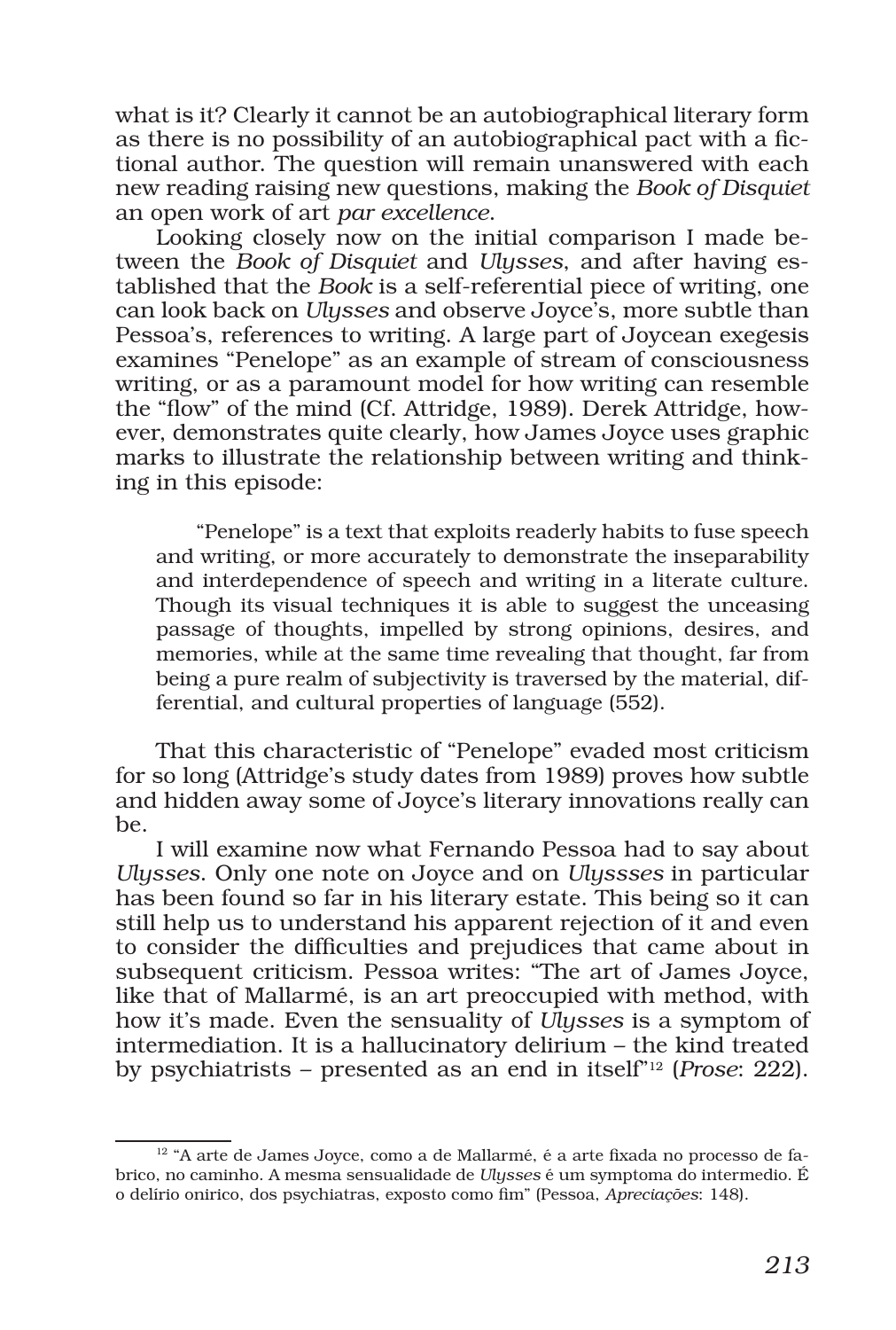what is it? Clearly it cannot be an autobiographical literary form as there is no possibility of an autobiographical pact with a fictional author. The question will remain unanswered with each new reading raising new questions, making the *Book of Disquiet* an open work of art *par excellence*.

Looking closely now on the initial comparison I made between the *Book of Disquiet* and *Ulysses*, and after having established that the *Book* is a self-referential piece of writing, one can look back on *Ulysses* and observe Joyce's, more subtle than Pessoa's, references to writing. A large part of Joycean exegesis examines "Penelope" as an example of stream of consciousness writing, or as a paramount model for how writing can resemble the "flow" of the mind (Cf. Attridge, 1989). Derek Attridge, however, demonstrates quite clearly, how James Joyce uses graphic marks to illustrate the relationship between writing and thinking in this episode:

> "Penelope" is a text that exploits readerly habits to fuse speech and writing, or more accurately to demonstrate the inseparability and interdependence of speech and writing in a literate culture. Though its visual techniques it is able to suggest the unceasing passage of thoughts, impelled by strong opinions, desires, and memories, while at the same time revealing that thought, far from being a pure realm of subjectivity is traversed by the material, differential, and cultural properties of language (552).

That this characteristic of "Penelope" evaded most criticism for so long (Attridge's study dates from 1989) proves how subtle and hidden away some of Joyce's literary innovations really can be.

I will examine now what Fernando Pessoa had to say about *Ulysses*. Only one note on Joyce and on *Ulyssses* in particular has been found so far in his literary estate. This being so it can still help us to understand his apparent rejection of it and even to consider the difficulties and prejudices that came about in subsequent criticism. Pessoa writes: "The art of James Joyce, like that of Mallarmé, is an art preoccupied with method, with how it's made. Even the sensuality of *Ulysses* is a symptom of intermediation. It is a hallucinatory delirium – the kind treated by psychiatrists – presented as an end in itself"[12] (*Prose*: 222).

[12] "A arte de James Joyce, como a de Mallarmé, é a arte fixada no processo de fabrico, no caminho. A mesma sensualidade de *Ulysses* é um symptoma do intermedio. É o delírio onirico, dos psychiatras, exposto como fim" (Pessoa, *Apreciações*: 148).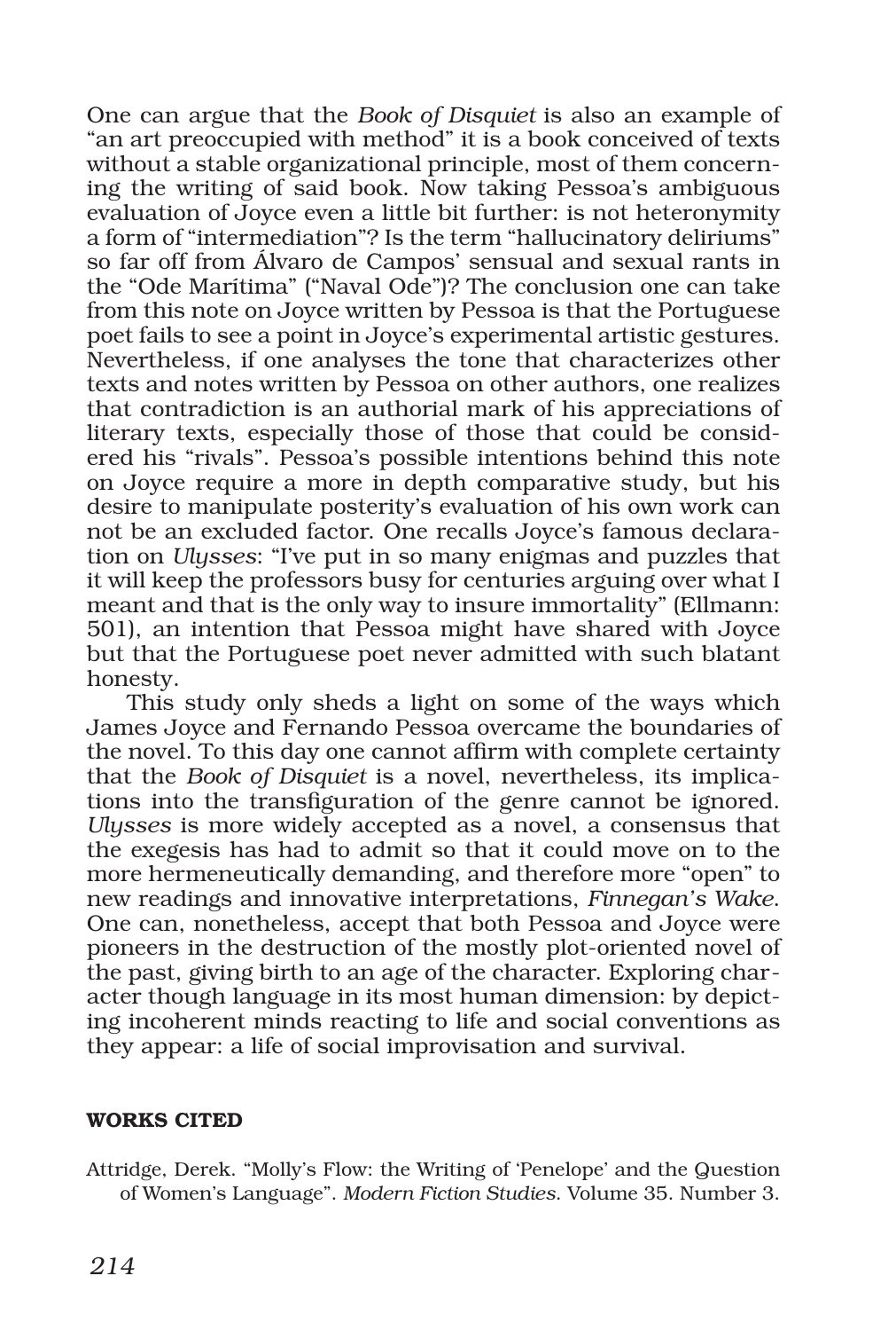One can argue that the *Book of Disquiet* is also an example of "an art preoccupied with method" it is a book conceived of texts without a stable organizational principle, most of them concerning the writing of said book. Now taking Pessoa's ambiguous evaluation of Joyce even a little bit further: is not heteronymity a form of "intermediation"? Is the term "hallucinatory deliriums" so far off from Álvaro de Campos' sensual and sexual rants in the "Ode Marítima" ("Naval Ode")? The conclusion one can take from this note on Joyce written by Pessoa is that the Portuguese poet fails to see a point in Joyce's experimental artistic gestures. Nevertheless, if one analyses the tone that characterizes other texts and notes written by Pessoa on other authors, one realizes that contradiction is an authorial mark of his appreciations of literary texts, especially those of those that could be considered his "rivals". Pessoa's possible intentions behind this note on Joyce require a more in depth comparative study, but his desire to manipulate posterity's evaluation of his own work can not be an excluded factor. One recalls Joyce's famous declaration on *Ulysses*: "I've put in so many enigmas and puzzles that it will keep the professors busy for centuries arguing over what I meant and that is the only way to insure immortality" (Ellmann: 501), an intention that Pessoa might have shared with Joyce but that the Portuguese poet never admitted with such blatant honesty.

This study only sheds a light on some of the ways which James Joyce and Fernando Pessoa overcame the boundaries of the novel. To this day one cannot affirm with complete certainty that the *Book of Disquiet* is a novel, nevertheless, its implications into the transfiguration of the genre cannot be ignored. *Ulysses* is more widely accepted as a novel, a consensus that the exegesis has had to admit so that it could move on to the more hermeneutically demanding, and therefore more "open" to new readings and innovative interpretations, *Finnegan's Wake*. One can, nonetheless, accept that both Pessoa and Joyce were pioneers in the destruction of the mostly plot-oriented novel of the past, giving birth to an age of the character. Exploring character though language in its most human dimension: by depicting incoherent minds reacting to life and social conventions as they appear: a life of social improvisation and survival.

## WORKS CITED

Attridge, Derek. "Molly's Flow: the Writing of 'Penelope' and the Question of Women's Language". *Modern Fiction Studies*. Volume 35. Number 3.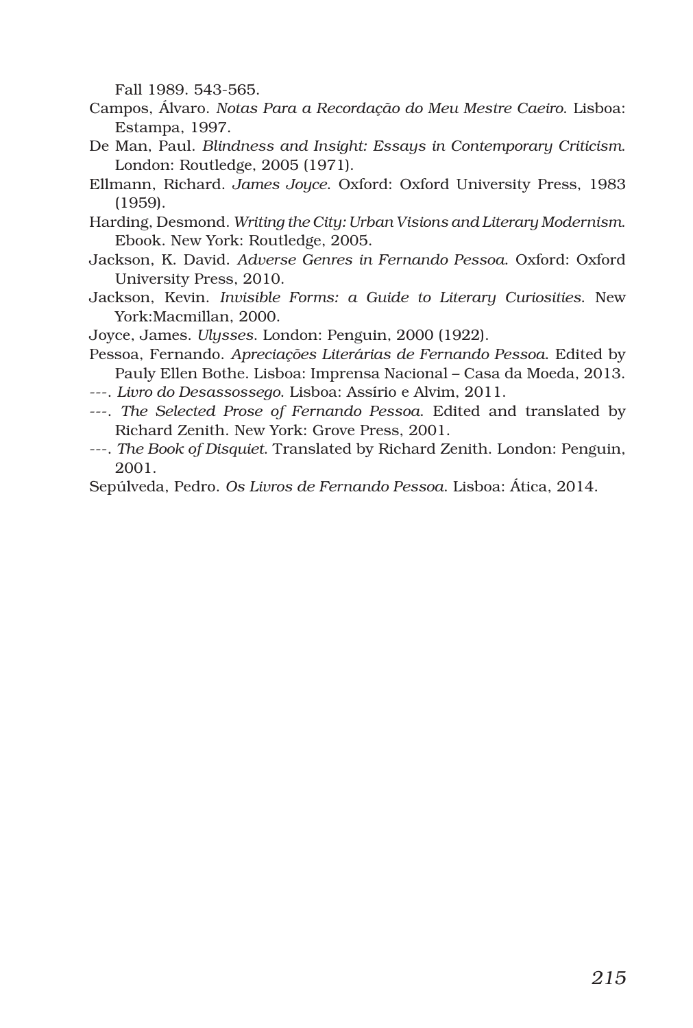Fall 1989. 543-565.

Campos, Álvaro. *Notas Para a Recordação do Meu Mestre Caeiro*. Lisboa: Estampa, 1997.

De Man, Paul. *Blindness and Insight: Essays in Contemporary Criticism*. London: Routledge, 2005 (1971).

Ellmann, Richard. *James Joyce*. Oxford: Oxford University Press, 1983 (1959).

Harding, Desmond. *Writing the City: Urban Visions and Literary Modernism*. Ebook. New York: Routledge, 2005.

Jackson, K. David. *Adverse Genres in Fernando Pessoa*. Oxford: Oxford University Press, 2010.

Jackson, Kevin. *Invisible Forms: a Guide to Literary Curiosities*. New York:Macmillan, 2000.

Joyce, James. *Ulysses*. London: Penguin, 2000 (1922).

Pessoa, Fernando. *Apreciações Literárias de Fernando Pessoa*. Edited by Pauly Ellen Bothe. Lisboa: Imprensa Nacional – Casa da Moeda, 2013.

---. *Livro do Desassossego*. Lisboa: Assírio e Alvim, 2011.

---. *The Selected Prose of Fernando Pessoa*. Edited and translated by Richard Zenith. New York: Grove Press, 2001.

---. *The Book of Disquiet*. Translated by Richard Zenith. London: Penguin, 2001.

Sepúlveda, Pedro. *Os Livros de Fernando Pessoa*. Lisboa: Ática, 2014.